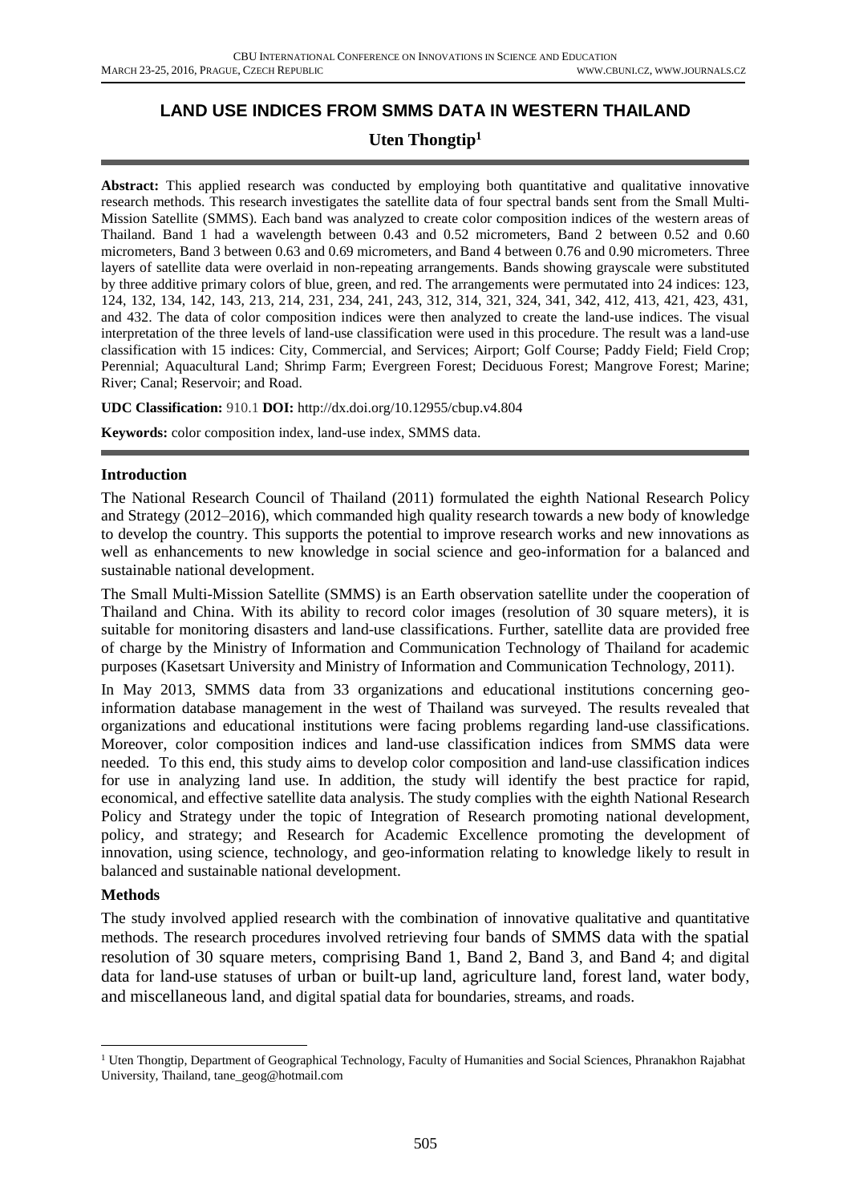# LAND USE INDICES FROM SMMS DATA IN WESTERN THAILAND

**Uten Thongtip[1]**

**Abstract:** This applied research was conducted by employing both quantitative and qualitative innovative research methods. This research investigates the satellite data of four spectral bands sent from the Small Multi-Mission Satellite (SMMS). Each band was analyzed to create color composition indices of the western areas of Thailand. Band 1 had a wavelength between 0.43 and 0.52 micrometers, Band 2 between 0.52 and 0.60 micrometers, Band 3 between 0.63 and 0.69 micrometers, and Band 4 between 0.76 and 0.90 micrometers. Three layers of satellite data were overlaid in non-repeating arrangements. Bands showing grayscale were substituted by three additive primary colors of blue, green, and red. The arrangements were permutated into 24 indices: 123, 124, 132, 134, 142, 143, 213, 214, 231, 234, 241, 243, 312, 314, 321, 324, 341, 342, 412, 413, 421, 423, 431, and 432. The data of color composition indices were then analyzed to create the land-use indices. The visual interpretation of the three levels of land-use classification were used in this procedure. The result was a land-use classification with 15 indices: City, Commercial, and Services; Airport; Golf Course; Paddy Field; Field Crop; Perennial; Aquacultural Land; Shrimp Farm; Evergreen Forest; Deciduous Forest; Mangrove Forest; Marine; River; Canal; Reservoir; and Road.

**UDC Classification:** 910.1 **DOI:** http://dx.doi.org/10.12955/cbup.v4.804

**Keywords:** color composition index, land-use index, SMMS data.

## Introduction

The National Research Council of Thailand (2011) formulated the eighth National Research Policy and Strategy (2012–2016), which commanded high quality research towards a new body of knowledge to develop the country. This supports the potential to improve research works and new innovations as well as enhancements to new knowledge in social science and geo-information for a balanced and sustainable national development.

The Small Multi-Mission Satellite (SMMS) is an Earth observation satellite under the cooperation of Thailand and China. With its ability to record color images (resolution of 30 square meters), it is suitable for monitoring disasters and land-use classifications. Further, satellite data are provided free of charge by the Ministry of Information and Communication Technology of Thailand for academic purposes (Kasetsart University and Ministry of Information and Communication Technology, 2011).

In May 2013, SMMS data from 33 organizations and educational institutions concerning geo-information database management in the west of Thailand was surveyed. The results revealed that organizations and educational institutions were facing problems regarding land-use classifications. Moreover, color composition indices and land-use classification indices from SMMS data were needed. To this end, this study aims to develop color composition and land-use classification indices for use in analyzing land use. In addition, the study will identify the best practice for rapid, economical, and effective satellite data analysis. The study complies with the eighth National Research Policy and Strategy under the topic of Integration of Research promoting national development, policy, and strategy; and Research for Academic Excellence promoting the development of innovation, using science, technology, and geo-information relating to knowledge likely to result in balanced and sustainable national development.

## Methods

The study involved applied research with the combination of innovative qualitative and quantitative methods. The research procedures involved retrieving four bands of SMMS data with the spatial resolution of 30 square meters, comprising Band 1, Band 2, Band 3, and Band 4; and digital data for land-use statuses of urban or built-up land, agriculture land, forest land, water body, and miscellaneous land, and digital spatial data for boundaries, streams, and roads.

---

[1] Uten Thongtip, Department of Geographical Technology, Faculty of Humanities and Social Sciences, Phranakhon Rajabhat University, Thailand, tane_geog@hotmail.com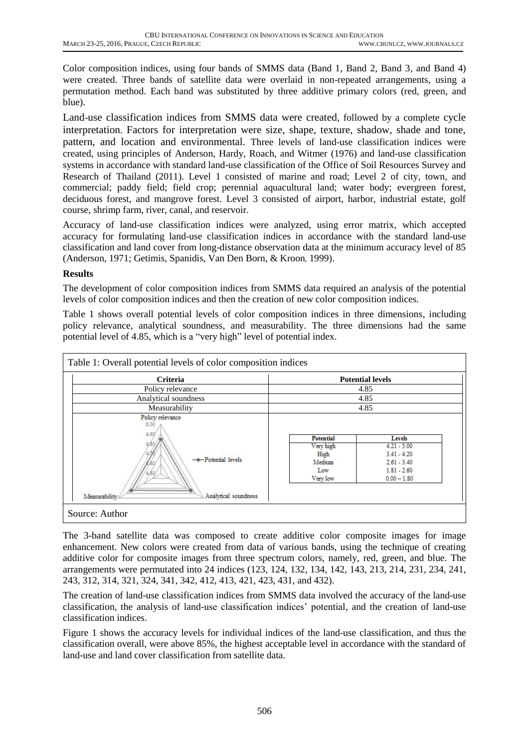Color composition indices, using four bands of SMMS data (Band 1, Band 2, Band 3, and Band 4) were created. Three bands of satellite data were overlaid in non-repeated arrangements, using a permutation method. Each band was substituted by three additive primary colors (red, green, and blue).

Land-use classification indices from SMMS data were created, followed by a complete cycle interpretation. Factors for interpretation were size, shape, texture, shadow, shade and tone, pattern, and location and environmental. Three levels of land-use classification indices were created, using principles of Anderson, Hardy, Roach, and Witmer (1976) and land-use classification systems in accordance with standard land-use classification of the Office of Soil Resources Survey and Research of Thailand (2011). Level 1 consisted of marine and road; Level 2 of city, town, and commercial; paddy field; field crop; perennial aquacultural land; water body; evergreen forest, deciduous forest, and mangrove forest. Level 3 consisted of airport, harbor, industrial estate, golf course, shrimp farm, river, canal, and reservoir.

Accuracy of land-use classification indices were analyzed, using error matrix, which accepted accuracy for formulating land-use classification indices in accordance with the standard land-use classification and land cover from long-distance observation data at the minimum accuracy level of 85 (Anderson, 1971; Getimis, Spanidis, Van Den Born, & Kroon, 1999).

**Results**

The development of color composition indices from SMMS data required an analysis of the potential levels of color composition indices and then the creation of new color composition indices.

Table 1 shows overall potential levels of color composition indices in three dimensions, including policy relevance, analytical soundness, and measurability. The three dimensions had the same potential level of 4.85, which is a "very high" level of potential index.

Table 1: Overall potential levels of color composition indices

| Criteria | Potential levels |
|---|---|
| Policy relevance | 4.85 |
| Analytical soundness | 4.85 |
| Measurability | 4.85 |

| Potential | Levels |
|---|---|
| Very high | 4.21 - 5.00 |
| High | 3.41 - 4.20 |
| Medium | 2.61 - 3.40 |
| Low | 1.81 - 2.60 |
| Very low | 0.00 – 1.80 |

Source: Author

The 3-band satellite data was composed to create additive color composite images for image enhancement. New colors were created from data of various bands, using the technique of creating additive color for composite images from three spectrum colors, namely, red, green, and blue. The arrangements were permutated into 24 indices (123, 124, 132, 134, 142, 143, 213, 214, 231, 234, 241, 243, 312, 314, 321, 324, 341, 342, 412, 413, 421, 423, 431, and 432).

The creation of land-use classification indices from SMMS data involved the accuracy of the land-use classification, the analysis of land-use classification indices' potential, and the creation of land-use classification indices.

Figure 1 shows the accuracy levels for individual indices of the land-use classification, and thus the classification overall, were above 85%, the highest acceptable level in accordance with the standard of land-use and land cover classification from satellite data.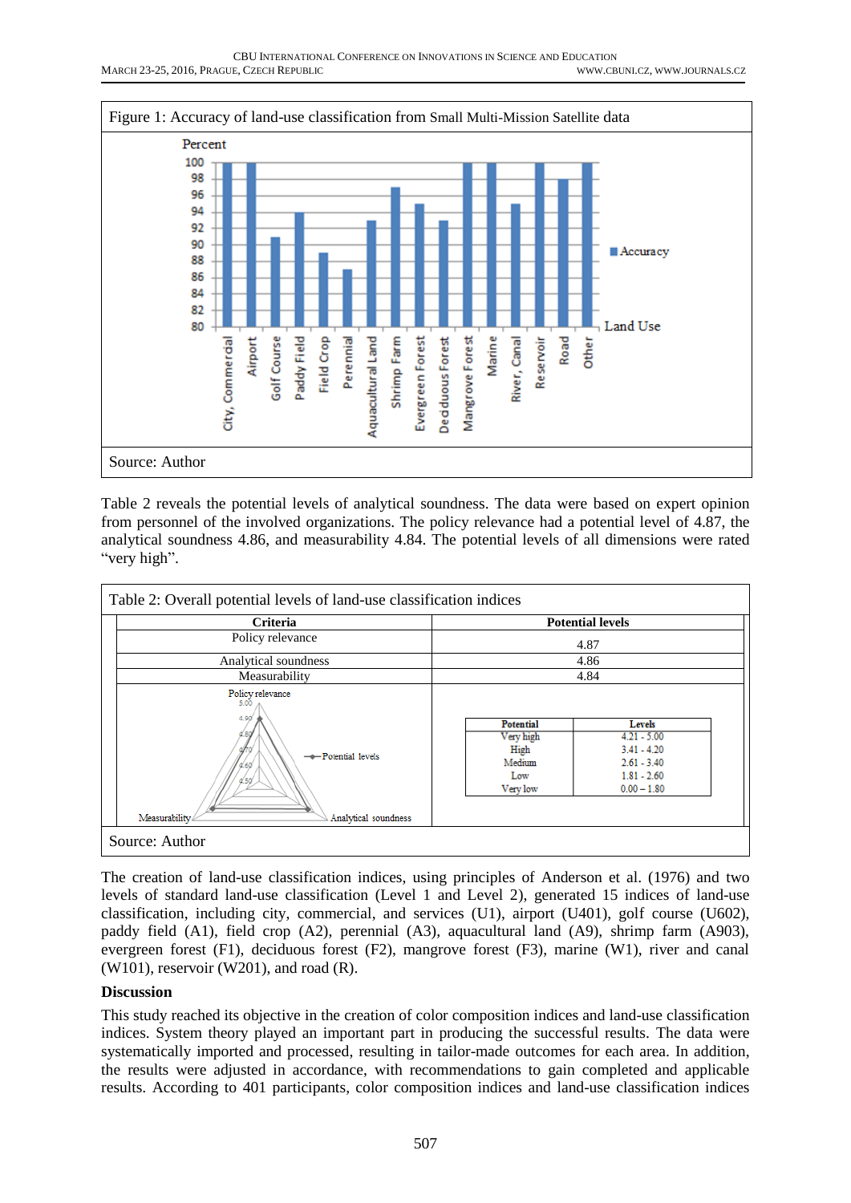Figure 1: Accuracy of land-use classification from Small Multi-Mission Satellite data

Source: Author

Table 2 reveals the potential levels of analytical soundness. The data were based on expert opinion from personnel of the involved organizations. The policy relevance had a potential level of 4.87, the analytical soundness 4.86, and measurability 4.84. The potential levels of all dimensions were rated "very high".

Table 2: Overall potential levels of land-use classification indices

| Criteria | Potential levels |
|---|---|
| Policy relevance | 4.87 |
| Analytical soundness | 4.86 |
| Measurability | 4.84 |

| Potential | Levels |
|---|---|
| Very high | 4.21 - 5.00 |
| High | 3.41 - 4.20 |
| Medium | 2.61 - 3.40 |
| Low | 1.81 - 2.60 |
| Very low | 0.00 – 1.80 |

Source: Author

The creation of land-use classification indices, using principles of Anderson et al. (1976) and two levels of standard land-use classification (Level 1 and Level 2), generated 15 indices of land-use classification, including city, commercial, and services (U1), airport (U401), golf course (U602), paddy field (A1), field crop (A2), perennial (A3), aquacultural land (A9), shrimp farm (A903), evergreen forest (F1), deciduous forest (F2), mangrove forest (F3), marine (W1), river and canal (W101), reservoir (W201), and road (R).

## Discussion

This study reached its objective in the creation of color composition indices and land-use classification indices. System theory played an important part in producing the successful results. The data were systematically imported and processed, resulting in tailor-made outcomes for each area. In addition, the results were adjusted in accordance, with recommendations to gain completed and applicable results. According to 401 participants, color composition indices and land-use classification indices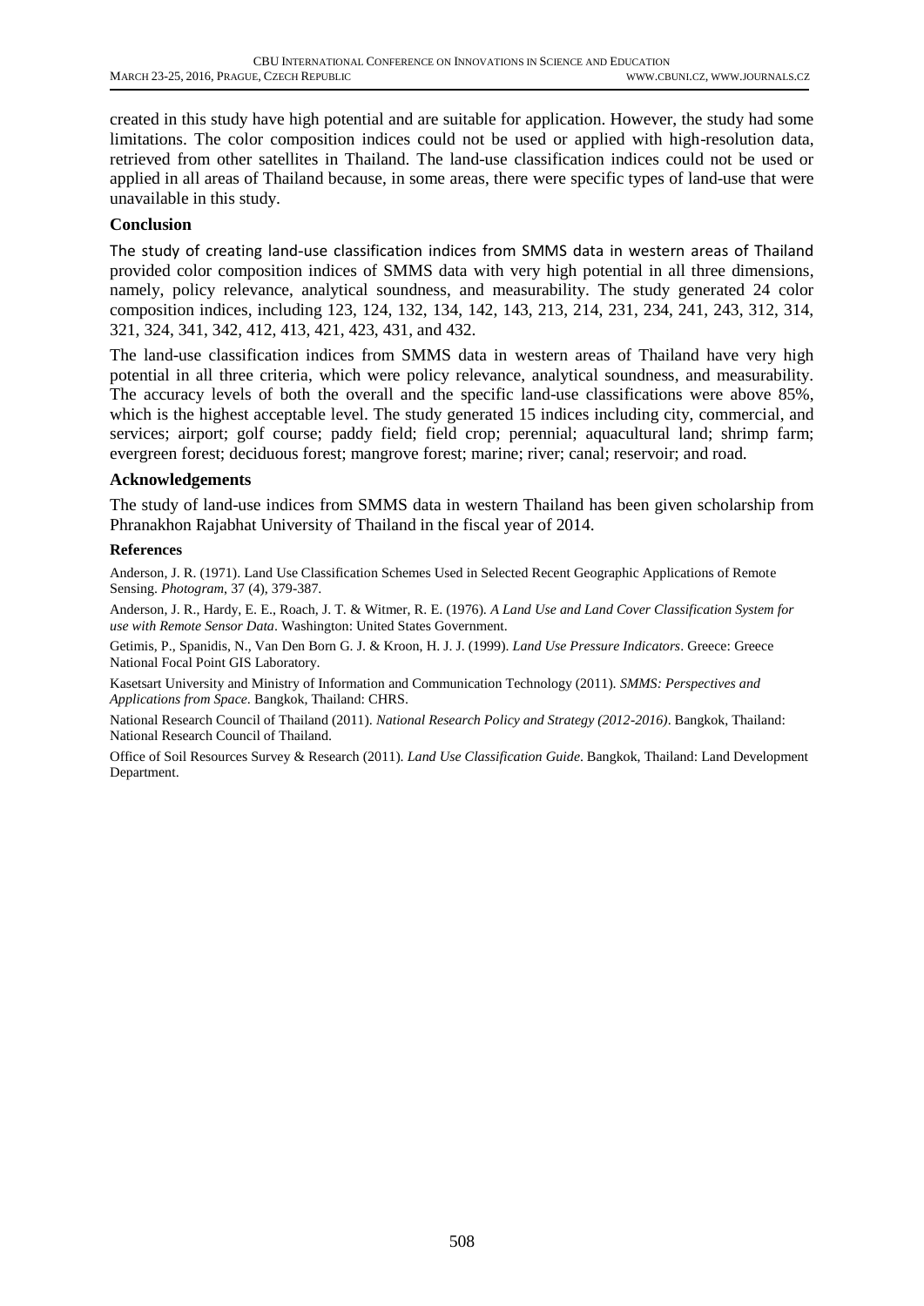created in this study have high potential and are suitable for application. However, the study had some limitations. The color composition indices could not be used or applied with high-resolution data, retrieved from other satellites in Thailand. The land-use classification indices could not be used or applied in all areas of Thailand because, in some areas, there were specific types of land-use that were unavailable in this study.

## Conclusion

The study of creating land-use classification indices from SMMS data in western areas of Thailand provided color composition indices of SMMS data with very high potential in all three dimensions, namely, policy relevance, analytical soundness, and measurability. The study generated 24 color composition indices, including 123, 124, 132, 134, 142, 143, 213, 214, 231, 234, 241, 243, 312, 314, 321, 324, 341, 342, 412, 413, 421, 423, 431, and 432.

The land-use classification indices from SMMS data in western areas of Thailand have very high potential in all three criteria, which were policy relevance, analytical soundness, and measurability. The accuracy levels of both the overall and the specific land-use classifications were above 85%, which is the highest acceptable level. The study generated 15 indices including city, commercial, and services; airport; golf course; paddy field; field crop; perennial; aquacultural land; shrimp farm; evergreen forest; deciduous forest; mangrove forest; marine; river; canal; reservoir; and road.

## Acknowledgements

The study of land-use indices from SMMS data in western Thailand has been given scholarship from Phranakhon Rajabhat University of Thailand in the fiscal year of 2014.

## References

Anderson, J. R. (1971). Land Use Classification Schemes Used in Selected Recent Geographic Applications of Remote Sensing. *Photogram*, 37 (4), 379-387.

Anderson, J. R., Hardy, E. E., Roach, J. T. & Witmer, R. E. (1976). *A Land Use and Land Cover Classification System for use with Remote Sensor Data*. Washington: United States Government.

Getimis, P., Spanidis, N., Van Den Born G. J. & Kroon, H. J. J. (1999). *Land Use Pressure Indicators*. Greece: Greece National Focal Point GIS Laboratory.

Kasetsart University and Ministry of Information and Communication Technology (2011). *SMMS: Perspectives and Applications from Space*. Bangkok, Thailand: CHRS.

National Research Council of Thailand (2011). *National Research Policy and Strategy (2012-2016)*. Bangkok, Thailand: National Research Council of Thailand.

Office of Soil Resources Survey & Research (2011). *Land Use Classification Guide*. Bangkok, Thailand: Land Development Department.